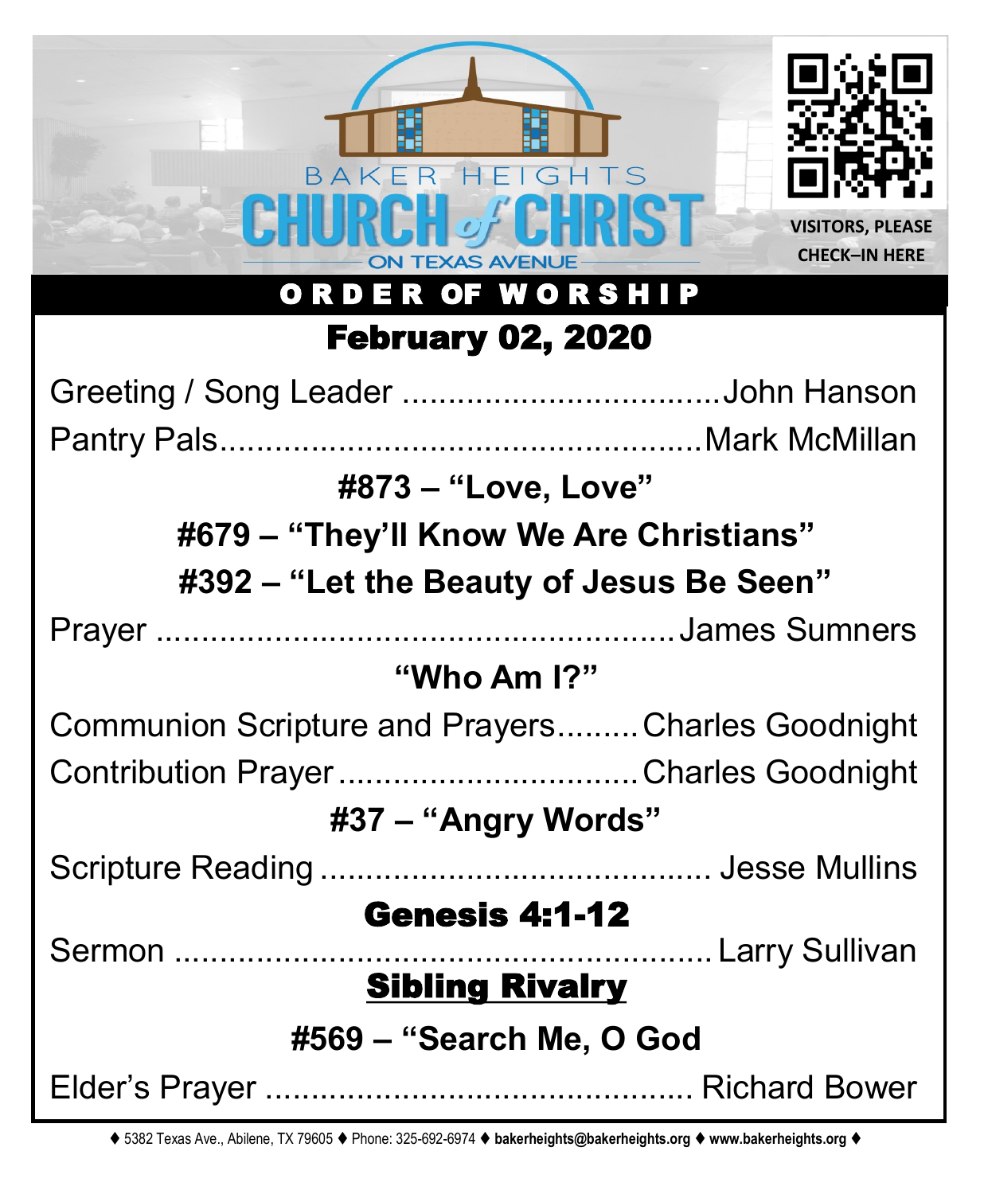BAKER HEIGHTS

# CHURCH of CHRIST

ON TEXAS AVENUE

VISITORS, PLEASE CHECK–IN HERE

## ORDER OF WORSHIP

### February 02, 2020

Greeting / Song Leader ..................................John Hanson

Pantry Pals....................................................Mark McMillan

**#873 – "Love, Love"**

**#679 – "They'll Know We Are Christians"**

**#392 – "Let the Beauty of Jesus Be Seen"**

Prayer ........................................................James Sumners

**"Who Am I?"**

Communion Scripture and Prayers.........Charles Goodnight

Contribution Prayer.................................Charles Goodnight

**#37 – "Angry Words"**

Scripture Reading .......................................... Jesse Mullins

**Genesis 4:1-12**

Sermon ..........................................................Larry Sullivan

**Sibling Rivalry**

**#569 – "Search Me, O God**

Elder's Prayer ............................................... Richard Bower

♦ 5382 Texas Ave., Abilene, TX 79605 ♦ Phone: 325-692-6974 ♦ **bakerheights@bakerheights.org** ♦ **www.bakerheights.org** ♦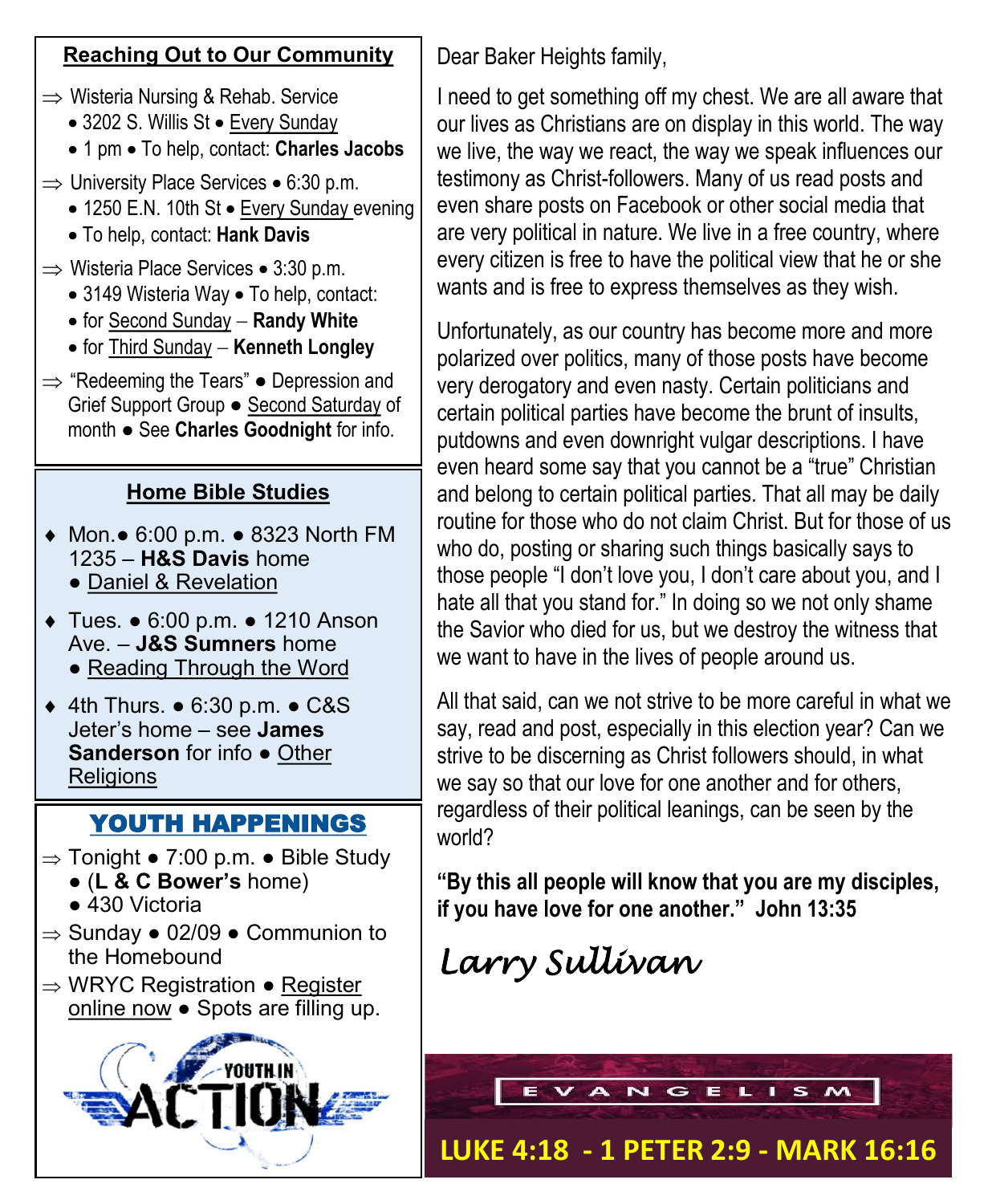## Reaching Out to Our Community

⇒ Wisteria Nursing & Rehab. Service
- 3202 S. Willis St • Every Sunday
- 1 pm • To help, contact: **Charles Jacobs**

⇒ University Place Services • 6:30 p.m.
- 1250 E.N. 10th St • Every Sunday evening
- To help, contact: **Hank Davis**

⇒ Wisteria Place Services • 3:30 p.m.
- 3149 Wisteria Way • To help, contact:
- for Second Sunday – **Randy White**
- for Third Sunday – **Kenneth Longley**

⇒ "Redeeming the Tears" ● Depression and Grief Support Group ● Second Saturday of month ● See **Charles Goodnight** for info.

## Home Bible Studies

- Mon.● 6:00 p.m. ● 8323 North FM 1235 – **H&S Davis** home ● Daniel & Revelation
- Tues. ● 6:00 p.m. ● 1210 Anson Ave. – **J&S Sumners** home ● Reading Through the Word
- 4th Thurs. ● 6:30 p.m. ● C&S Jeter's home – see **James Sanderson** for info ● Other Religions

## YOUTH HAPPENINGS

⇒ Tonight ● 7:00 p.m. ● Bible Study ● (**L & C Bower's** home) ● 430 Victoria

⇒ Sunday ● 02/09 ● Communion to the Homebound

⇒ WRYC Registration ● Register online now ● Spots are filling up.

YOUTH IN ACTION

Dear Baker Heights family,

I need to get something off my chest. We are all aware that our lives as Christians are on display in this world. The way we live, the way we react, the way we speak influences our testimony as Christ-followers. Many of us read posts and even share posts on Facebook or other social media that are very political in nature. We live in a free country, where every citizen is free to have the political view that he or she wants and is free to express themselves as they wish.

Unfortunately, as our country has become more and more polarized over politics, many of those posts have become very derogatory and even nasty. Certain politicians and certain political parties have become the brunt of insults, putdowns and even downright vulgar descriptions. I have even heard some say that you cannot be a "true" Christian and belong to certain political parties. That all may be daily routine for those who do not claim Christ. But for those of us who do, posting or sharing such things basically says to those people "I don't love you, I don't care about you, and I hate all that you stand for." In doing so we not only shame the Savior who died for us, but we destroy the witness that we want to have in the lives of people around us.

All that said, can we not strive to be more careful in what we say, read and post, especially in this election year? Can we strive to be discerning as Christ followers should, in what we say so that our love for one another and for others, regardless of their political leanings, can be seen by the world?

**"By this all people will know that you are my disciples, if you have love for one another." John 13:35**

*Larry Sullivan*

EVANGELISM

**LUKE 4:18 - 1 PETER 2:9 - MARK 16:16**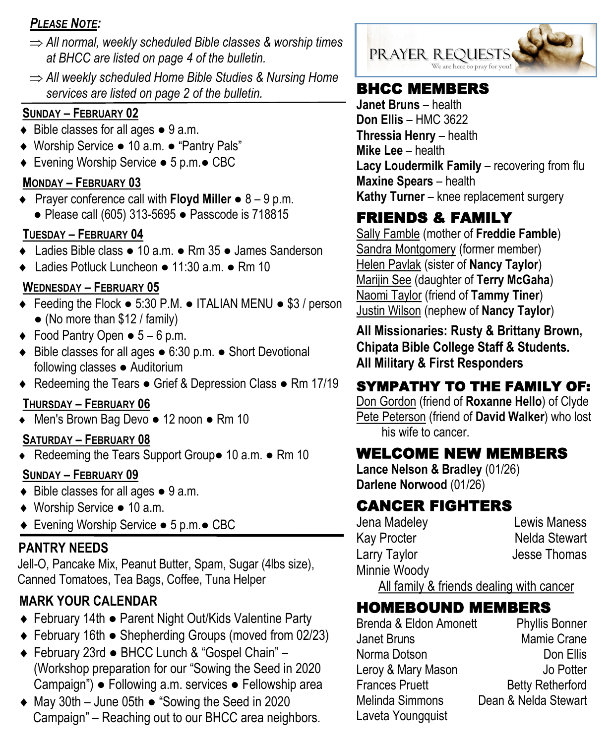***Please Note:***

- ⇒ *All normal, weekly scheduled Bible classes & worship times at BHCC are listed on page 4 of the bulletin.*
- ⇒ *All weekly scheduled Home Bible Studies & Nursing Home services are listed on page 2 of the bulletin.*

### Sunday – February 02

- Bible classes for all ages ● 9 a.m.
- Worship Service ● 10 a.m. ● "Pantry Pals"
- Evening Worship Service ● 5 p.m.● CBC

### Monday – February 03

- Prayer conference call with **Floyd Miller** ● 8 – 9 p.m. ● Please call (605) 313-5695 ● Passcode is 718815

### Tuesday – February 04

- Ladies Bible class ● 10 a.m. ● Rm 35 ● James Sanderson
- Ladies Potluck Luncheon ● 11:30 a.m. ● Rm 10

### Wednesday – February 05

- Feeding the Flock ● 5:30 P.M. ● ITALIAN MENU ● $3 / person ● (No more than $12 / family)
- Food Pantry Open ● 5 – 6 p.m.
- Bible classes for all ages ● 6:30 p.m. ● Short Devotional following classes ● Auditorium
- Redeeming the Tears ● Grief & Depression Class ● Rm 17/19

### Thursday – February 06

- Men's Brown Bag Devo ● 12 noon ● Rm 10

### Saturday – February 08

- Redeeming the Tears Support Group● 10 a.m. ● Rm 10

### Sunday – February 09

- Bible classes for all ages ● 9 a.m.
- Worship Service ● 10 a.m.
- Evening Worship Service ● 5 p.m.● CBC

## PANTRY NEEDS

Jell-O, Pancake Mix, Peanut Butter, Spam, Sugar (4lbs size), Canned Tomatoes, Tea Bags, Coffee, Tuna Helper

## MARK YOUR CALENDAR

- February 14th ● Parent Night Out/Kids Valentine Party
- February 16th ● Shepherding Groups (moved from 02/23)
- February 23rd ● BHCC Lunch & "Gospel Chain" – (Workshop preparation for our "Sowing the Seed in 2020 Campaign") ● Following a.m. services ● Fellowship area
- May 30th – June 05th ● "Sowing the Seed in 2020 Campaign" – Reaching out to our BHCC area neighbors.

# PRAYER REQUESTS

We are here to pray for you!

## BHCC MEMBERS

**Janet Bruns** – health
**Don Ellis** – HMC 3622
**Thressia Henry** – health
**Mike Lee** – health
**Lacy Loudermilk Family** – recovering from flu
**Maxine Spears** – health
**Kathy Turner** – knee replacement surgery

## FRIENDS & FAMILY

Sally Famble (mother of **Freddie Famble**)
Sandra Montgomery (former member)
Helen Pavlak (sister of **Nancy Taylor**)
Marijin See (daughter of **Terry McGaha**)
Naomi Taylor (friend of **Tammy Tiner**)
Justin Wilson (nephew of **Nancy Taylor**)

**All Missionaries: Rusty & Brittany Brown, Chipata Bible College Staff & Students. All Military & First Responders**

## SYMPATHY TO THE FAMILY OF:

Don Gordon (friend of **Roxanne Hello**) of Clyde
Pete Peterson (friend of **David Walker**) who lost his wife to cancer.

## WELCOME NEW MEMBERS

**Lance Nelson & Bradley** (01/26)
**Darlene Norwood** (01/26)

## CANCER FIGHTERS

Jena Madeley
Kay Procter
Larry Taylor
Minnie Woody
Lewis Maness
Nelda Stewart
Jesse Thomas

All family & friends dealing with cancer

## HOMEBOUND MEMBERS

Brenda & Eldon Amonett
Janet Bruns
Norma Dotson
Leroy & Mary Mason
Frances Pruett
Melinda Simmons
Laveta Youngquist
Phyllis Bonner
Mamie Crane
Don Ellis
Jo Potter
Betty Retherford
Dean & Nelda Stewart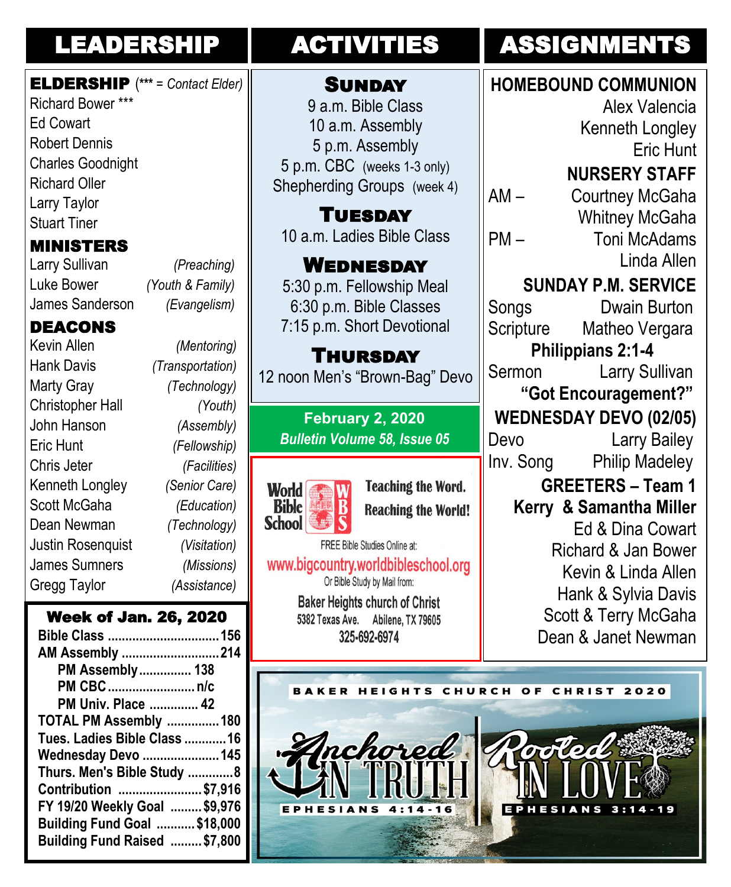# LEADERSHIP

## ELDERSHIP (*** = Contact Elder)

Richard Bower ***
Ed Cowart
Robert Dennis
Charles Goodnight
Richard Oller
Larry Taylor
Stuart Tiner

## MINISTERS

| | |
|---|---|
| Larry Sullivan | *(Preaching)* |
| Luke Bower | *(Youth & Family)* |
| James Sanderson | *(Evangelism)* |

## DEACONS

| | |
|---|---|
| Kevin Allen | *(Mentoring)* |
| Hank Davis | *(Transportation)* |
| Marty Gray | *(Technology)* |
| Christopher Hall | *(Youth)* |
| John Hanson | *(Assembly)* |
| Eric Hunt | *(Fellowship)* |
| Chris Jeter | *(Facilities)* |
| Kenneth Longley | *(Senior Care)* |
| Scott McGaha | *(Education)* |
| Dean Newman | *(Technology)* |
| Justin Rosenquist | *(Visitation)* |
| James Sumners | *(Missions)* |
| Gregg Taylor | *(Assistance)* |

## Week of Jan. 26, 2020

| | |
|---|---|
| **Bible Class** | **156** |
| **AM Assembly** | **214** |
| **PM Assembly** | **138** |
| **PM CBC** | **n/c** |
| **PM Univ. Place** | **42** |
| **TOTAL PM Assembly** | **180** |
| **Tues. Ladies Bible Class** | **16** |
| **Wednesday Devo** | **145** |
| **Thurs. Men's Bible Study** | **8** |
| **Contribution** | **$7,916** |
| **FY 19/20 Weekly Goal** | **$9,976** |
| **Building Fund Goal** | **$18,000** |
| **Building Fund Raised** | **$7,800** |

# ACTIVITIES

## Sunday

9 a.m. Bible Class
10 a.m. Assembly
5 p.m. Assembly
5 p.m. CBC (weeks 1-3 only)
Shepherding Groups (week 4)

## Tuesday

10 a.m. Ladies Bible Class

## Wednesday

5:30 p.m. Fellowship Meal
6:30 p.m. Bible Classes
7:15 p.m. Short Devotional

## Thursday

12 noon Men's "Brown-Bag" Devo

**February 2, 2020**
***Bulletin Volume 58, Issue 05***

World Bible School — Teaching the Word. Reaching the World!

FREE Bible Studies Online at:
www.bigcountry.worldbibleschool.org
Or Bible Study by Mail from:
Baker Heights church of Christ
5382 Texas Ave. Abilene, TX 79605
325-692-6974

# ASSIGNMENTS

## HOMEBOUND COMMUNION

Alex Valencia
Kenneth Longley
Eric Hunt

## NURSERY STAFF

AM – Courtney McGaha, Whitney McGaha
PM – Toni McAdams, Linda Allen

## SUNDAY P.M. SERVICE

| | |
|---|---|
| Songs | Dwain Burton |
| Scripture | Matheo Vergara |

**Philippians 2:1-4**

| | |
|---|---|
| Sermon | Larry Sullivan |

**"Got Encouragement?"**

## WEDNESDAY DEVO (02/05)

| | |
|---|---|
| Devo | Larry Bailey |
| Inv. Song | Philip Madeley |

## GREETERS – Team 1

**Kerry & Samantha Miller**
Ed & Dina Cowart
Richard & Jan Bower
Kevin & Linda Allen
Hank & Sylvia Davis
Scott & Terry McGaha
Dean & Janet Newman

BAKER HEIGHTS CHURCH OF CHRIST 2020

Anchored IN TRUTH — EPHESIANS 4:14-16

Rooted IN LOVE — EPHESIANS 3:14-19